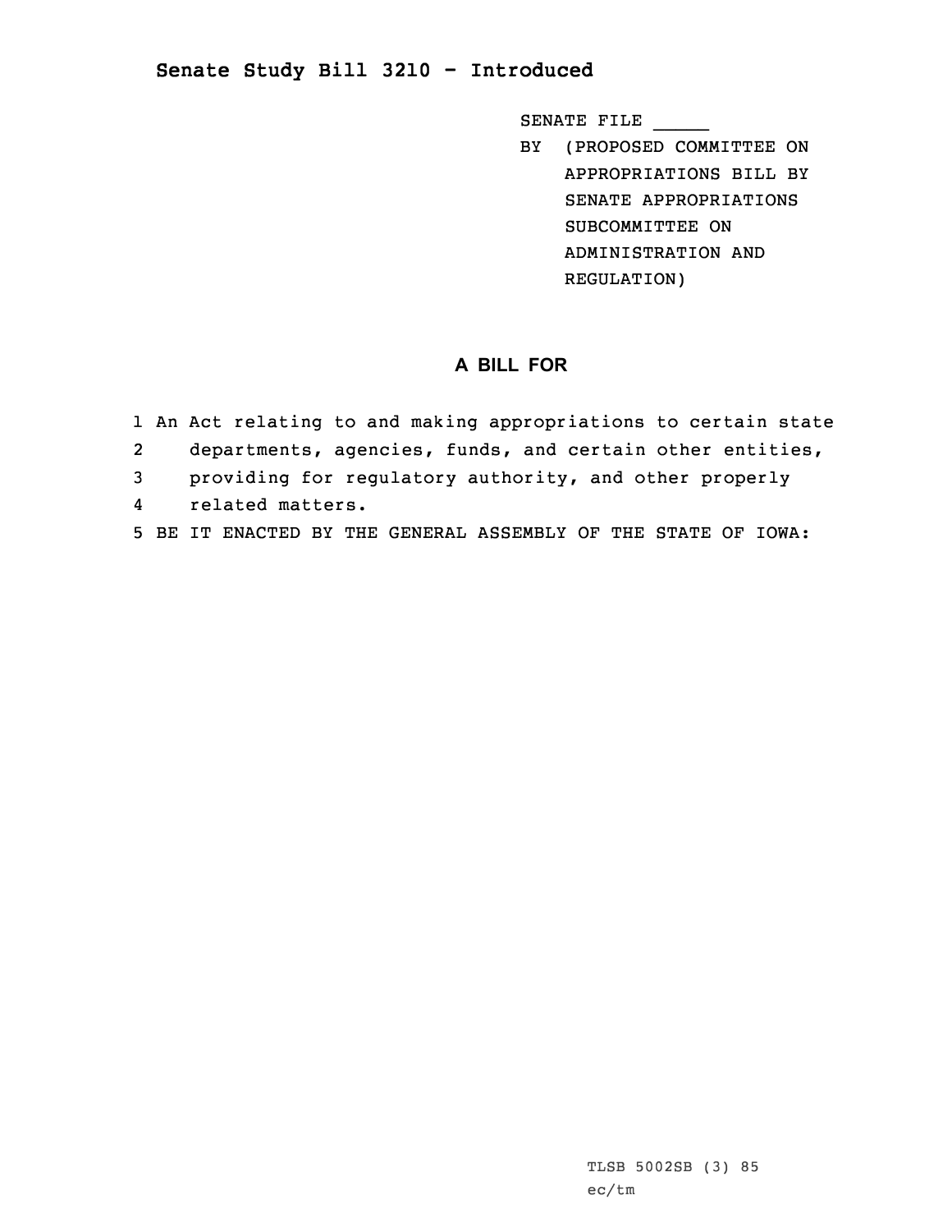# Senate Study Bill 3210 - Introduced

SENATE FILE _____

BY (PROPOSED COMMITTEE ON APPROPRIATIONS BILL BY SENATE APPROPRIATIONS SUBCOMMITTEE ON ADMINISTRATION AND REGULATION)

## A BILL FOR

1 An Act relating to and making appropriations to certain state
2 departments, agencies, funds, and certain other entities,
3 providing for regulatory authority, and other properly
4 related matters.
5 BE IT ENACTED BY THE GENERAL ASSEMBLY OF THE STATE OF IOWA:

TLSB 5002SB (3) 85
ec/tm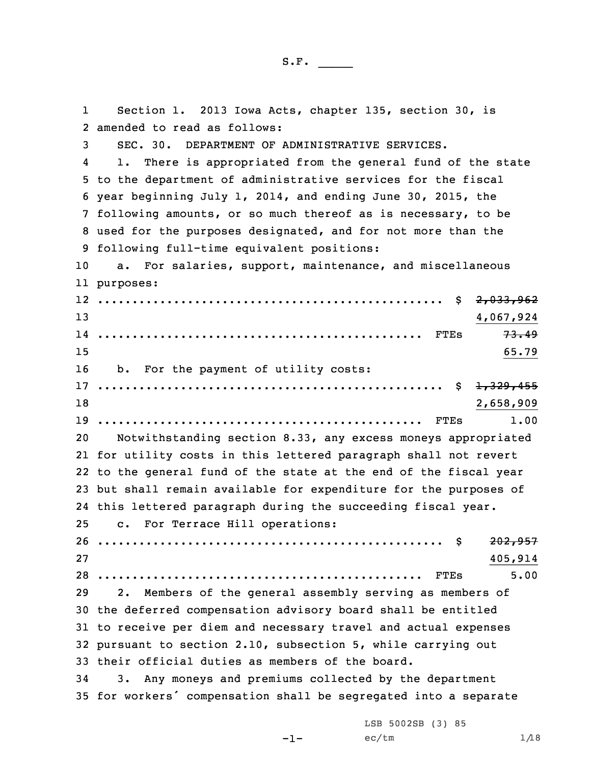S.F. _____

Section 1. 2013 Iowa Acts, chapter 135, section 30, is amended to read as follows:

SEC. 30. DEPARTMENT OF ADMINISTRATIVE SERVICES.

1. There is appropriated from the general fund of the state to the department of administrative services for the fiscal year beginning July 1, 2014, and ending June 30, 2015, the following amounts, or so much thereof as is necessary, to be used for the purposes designated, and for not more than the following full-time equivalent positions:

a. For salaries, support, maintenance, and miscellaneous purposes:

.................................................. $ ~~2,033,962~~
4,067,924
.................................................. FTEs ~~73.49~~
65.79

b. For the payment of utility costs:

.................................................. $ ~~1,329,455~~
2,658,909
.................................................. FTEs 1.00

Notwithstanding section 8.33, any excess moneys appropriated for utility costs in this lettered paragraph shall not revert to the general fund of the state at the end of the fiscal year but shall remain available for expenditure for the purposes of this lettered paragraph during the succeeding fiscal year.

c. For Terrace Hill operations:

.................................................. $ ~~202,957~~
405,914
.................................................. FTEs 5.00

2. Members of the general assembly serving as members of the deferred compensation advisory board shall be entitled to receive per diem and necessary travel and actual expenses pursuant to section 2.10, subsection 5, while carrying out their official duties as members of the board.

3. Any moneys and premiums collected by the department for workers' compensation shall be segregated into a separate

LSB 5002SB (3) 85
ec/tm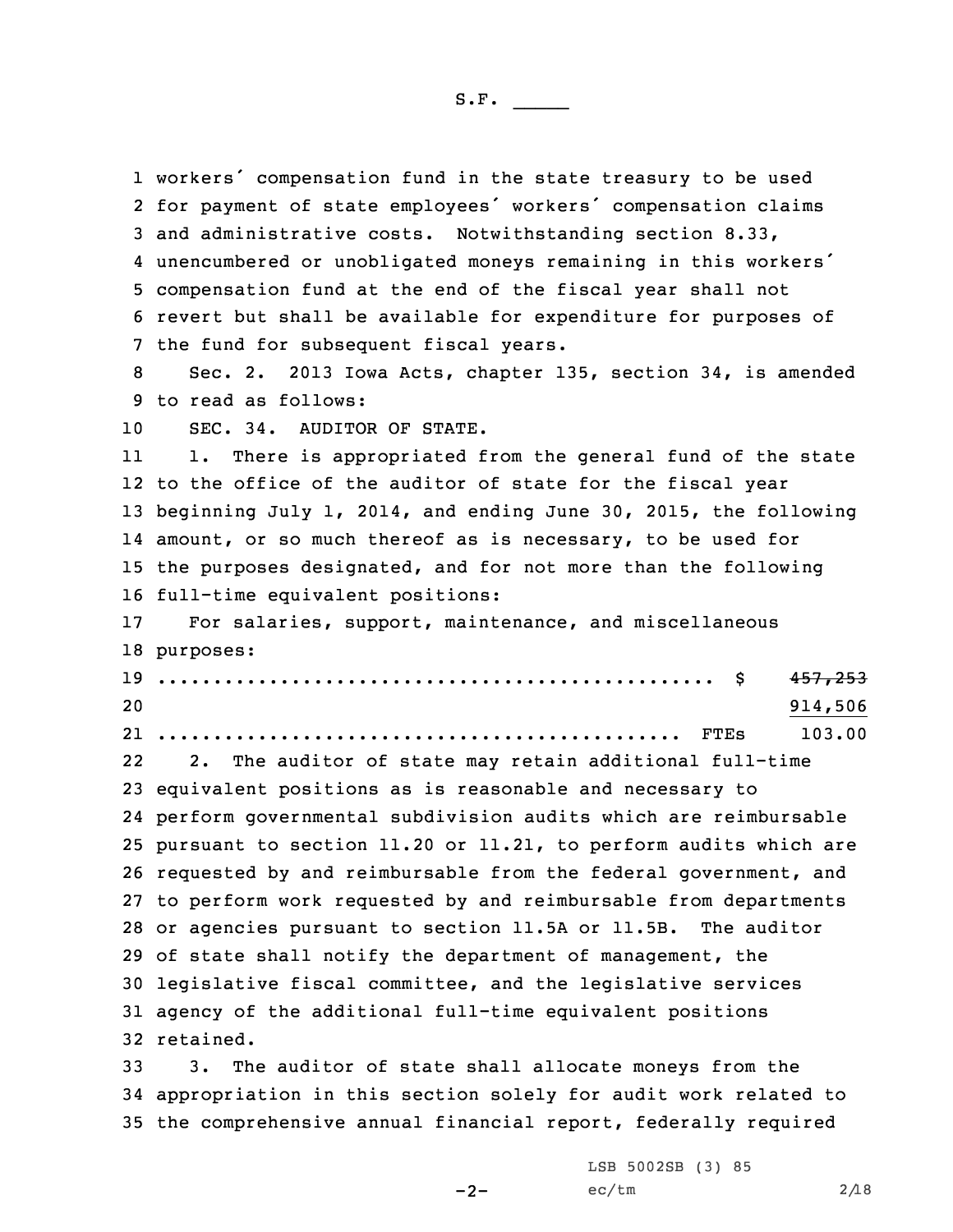workers' compensation fund in the state treasury to be used for payment of state employees' workers' compensation claims and administrative costs. Notwithstanding section 8.33, unencumbered or unobligated moneys remaining in this workers' compensation fund at the end of the fiscal year shall not revert but shall be available for expenditure for purposes of the fund for subsequent fiscal years.

Sec. 2. 2013 Iowa Acts, chapter 135, section 34, is amended to read as follows:

SEC. 34. AUDITOR OF STATE.

1. There is appropriated from the general fund of the state to the office of the auditor of state for the fiscal year beginning July 1, 2014, and ending June 30, 2015, the following amount, or so much thereof as is necessary, to be used for the purposes designated, and for not more than the following full-time equivalent positions:

For salaries, support, maintenance, and miscellaneous purposes:

.................................................. $ ~~457,253~~ 914,506

.............................................. FTEs 103.00

2. The auditor of state may retain additional full-time equivalent positions as is reasonable and necessary to perform governmental subdivision audits which are reimbursable pursuant to section 11.20 or 11.21, to perform audits which are requested by and reimbursable from the federal government, and to perform work requested by and reimbursable from departments or agencies pursuant to section 11.5A or 11.5B. The auditor of state shall notify the department of management, the legislative fiscal committee, and the legislative services agency of the additional full-time equivalent positions retained.

3. The auditor of state shall allocate moneys from the appropriation in this section solely for audit work related to the comprehensive annual financial report, federally required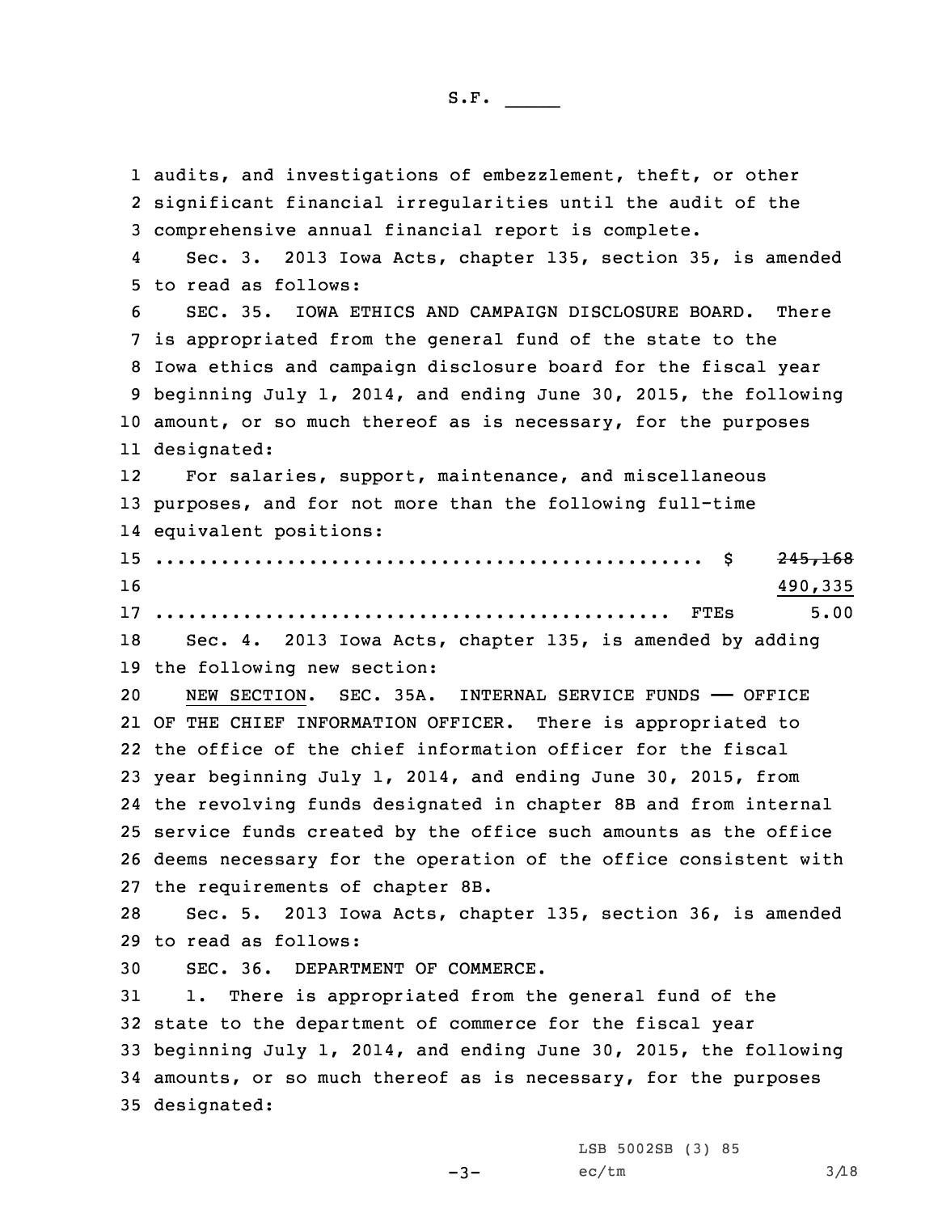audits, and investigations of embezzlement, theft, or other significant financial irregularities until the audit of the comprehensive annual financial report is complete.

Sec. 3. 2013 Iowa Acts, chapter 135, section 35, is amended to read as follows:

SEC. 35. IOWA ETHICS AND CAMPAIGN DISCLOSURE BOARD. There is appropriated from the general fund of the state to the Iowa ethics and campaign disclosure board for the fiscal year beginning July 1, 2014, and ending June 30, 2015, the following amount, or so much thereof as is necessary, for the purposes designated:

For salaries, support, maintenance, and miscellaneous purposes, and for not more than the following full-time equivalent positions:

.................................................. $ ~~245,168~~
490,335

............................................... FTEs 5.00

Sec. 4. 2013 Iowa Acts, chapter 135, is amended by adding the following new section:

NEW SECTION. SEC. 35A. INTERNAL SERVICE FUNDS —— OFFICE OF THE CHIEF INFORMATION OFFICER. There is appropriated to the office of the chief information officer for the fiscal year beginning July 1, 2014, and ending June 30, 2015, from the revolving funds designated in chapter 8B and from internal service funds created by the office such amounts as the office deems necessary for the operation of the office consistent with the requirements of chapter 8B.

Sec. 5. 2013 Iowa Acts, chapter 135, section 36, is amended to read as follows:

SEC. 36. DEPARTMENT OF COMMERCE.

1. There is appropriated from the general fund of the state to the department of commerce for the fiscal year beginning July 1, 2014, and ending June 30, 2015, the following amounts, or so much thereof as is necessary, for the purposes designated: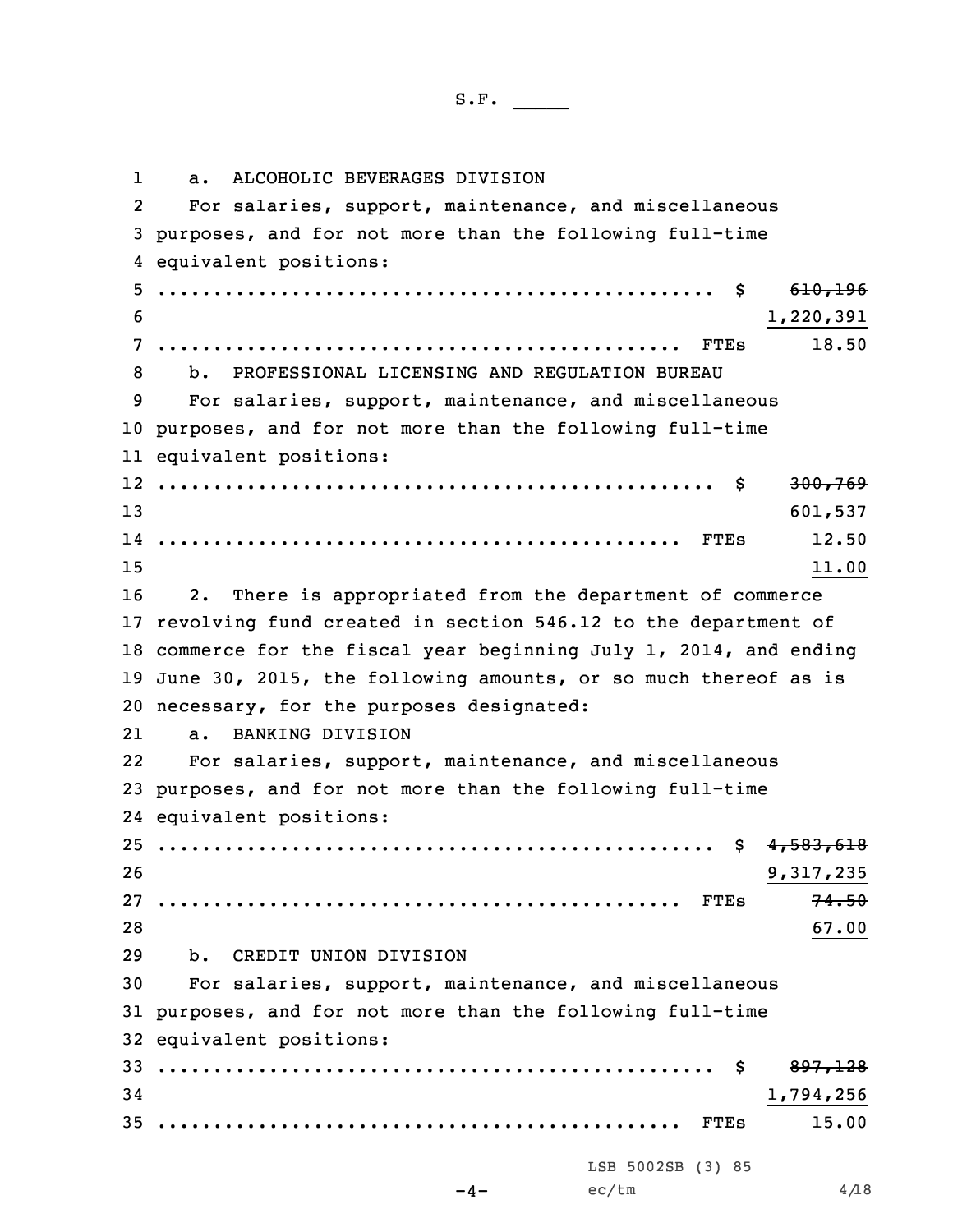a. ALCOHOLIC BEVERAGES DIVISION

For salaries, support, maintenance, and miscellaneous purposes, and for not more than the following full-time equivalent positions:

.................................................. $ ~~610,196~~
1,220,391
............................................... FTEs 18.50

b. PROFESSIONAL LICENSING AND REGULATION BUREAU

For salaries, support, maintenance, and miscellaneous purposes, and for not more than the following full-time equivalent positions:

.................................................. $ ~~300,769~~
601,537
............................................... FTEs ~~12.50~~
11.00

2. There is appropriated from the department of commerce revolving fund created in section 546.12 to the department of commerce for the fiscal year beginning July 1, 2014, and ending June 30, 2015, the following amounts, or so much thereof as is necessary, for the purposes designated:

a. BANKING DIVISION

For salaries, support, maintenance, and miscellaneous purposes, and for not more than the following full-time equivalent positions:

.................................................. $ ~~4,583,618~~
9,317,235
............................................... FTEs ~~74.50~~
67.00

b. CREDIT UNION DIVISION

For salaries, support, maintenance, and miscellaneous purposes, and for not more than the following full-time equivalent positions:

.................................................. $ ~~897,128~~
1,794,256
............................................... FTEs 15.00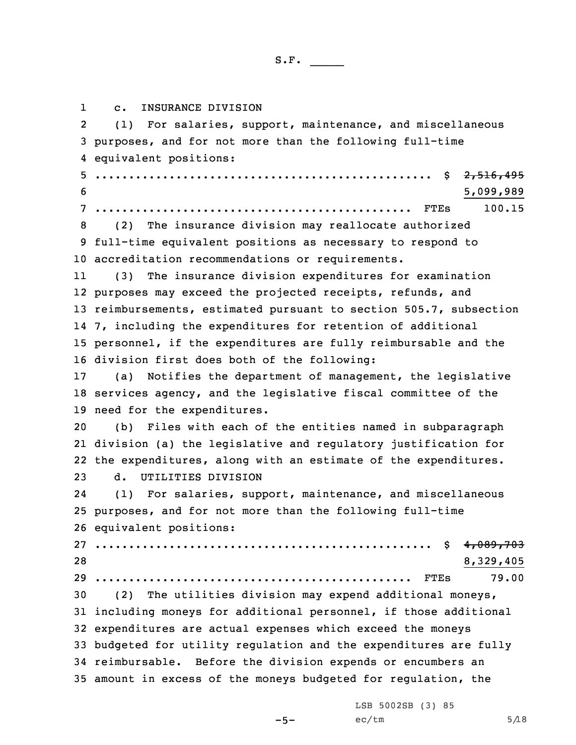c. INSURANCE DIVISION

(1) For salaries, support, maintenance, and miscellaneous purposes, and for not more than the following full-time equivalent positions:

.................................................. $ ~~2,516,495~~
5,099,989
............................................... FTEs 100.15

(2) The insurance division may reallocate authorized full-time equivalent positions as necessary to respond to accreditation recommendations or requirements.

(3) The insurance division expenditures for examination purposes may exceed the projected receipts, refunds, and reimbursements, estimated pursuant to section 505.7, subsection 7, including the expenditures for retention of additional personnel, if the expenditures are fully reimbursable and the division first does both of the following:

(a) Notifies the department of management, the legislative services agency, and the legislative fiscal committee of the need for the expenditures.

(b) Files with each of the entities named in subparagraph division (a) the legislative and regulatory justification for the expenditures, along with an estimate of the expenditures.

d. UTILITIES DIVISION

(1) For salaries, support, maintenance, and miscellaneous purposes, and for not more than the following full-time equivalent positions:

.................................................. $ ~~4,089,703~~
8,329,405
............................................... FTEs 79.00

(2) The utilities division may expend additional moneys, including moneys for additional personnel, if those additional expenditures are actual expenses which exceed the moneys budgeted for utility regulation and the expenditures are fully reimbursable. Before the division expends or encumbers an amount in excess of the moneys budgeted for regulation, the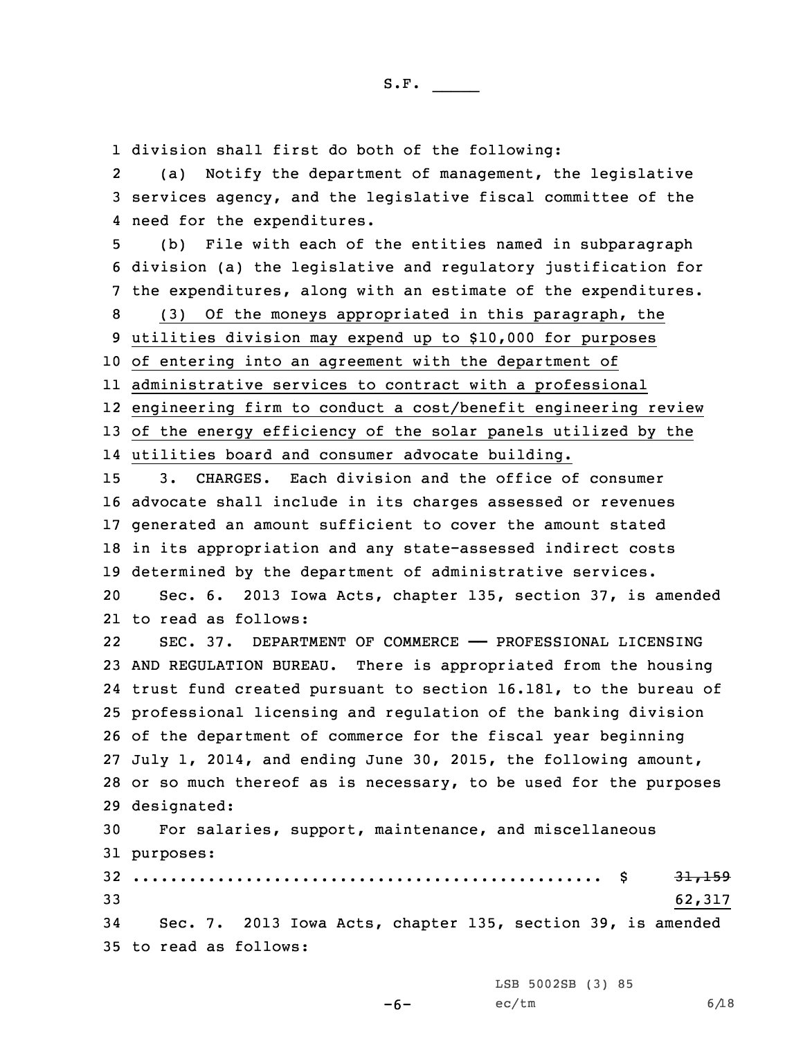division shall first do both of the following:

(a) Notify the department of management, the legislative services agency, and the legislative fiscal committee of the need for the expenditures.

(b) File with each of the entities named in subparagraph division (a) the legislative and regulatory justification for the expenditures, along with an estimate of the expenditures.

(3) Of the moneys appropriated in this paragraph, the utilities division may expend up to $10,000 for purposes of entering into an agreement with the department of administrative services to contract with a professional engineering firm to conduct a cost/benefit engineering review of the energy efficiency of the solar panels utilized by the utilities board and consumer advocate building.

3. CHARGES. Each division and the office of consumer advocate shall include in its charges assessed or revenues generated an amount sufficient to cover the amount stated in its appropriation and any state-assessed indirect costs determined by the department of administrative services.

Sec. 6. 2013 Iowa Acts, chapter 135, section 37, is amended to read as follows:

SEC. 37. DEPARTMENT OF COMMERCE —— PROFESSIONAL LICENSING AND REGULATION BUREAU. There is appropriated from the housing trust fund created pursuant to section 16.181, to the bureau of professional licensing and regulation of the banking division of the department of commerce for the fiscal year beginning July 1, 2014, and ending June 30, 2015, the following amount, or so much thereof as is necessary, to be used for the purposes designated:

For salaries, support, maintenance, and miscellaneous purposes:

.................................................. $ ~~31,159~~
62,317

Sec. 7. 2013 Iowa Acts, chapter 135, section 39, is amended to read as follows: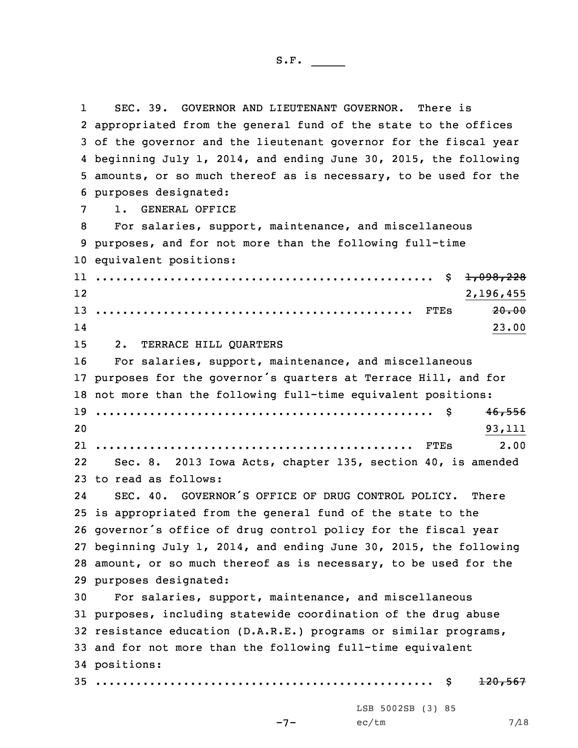SEC. 39. GOVERNOR AND LIEUTENANT GOVERNOR. There is appropriated from the general fund of the state to the offices of the governor and the lieutenant governor for the fiscal year beginning July 1, 2014, and ending June 30, 2015, the following amounts, or so much thereof as is necessary, to be used for the purposes designated:

1. GENERAL OFFICE

For salaries, support, maintenance, and miscellaneous purposes, and for not more than the following full-time equivalent positions:

.................................................. $ ~~1,098,228~~ 2,196,455

.................................................. FTEs ~~20.00~~ 23.00

2. TERRACE HILL QUARTERS

For salaries, support, maintenance, and miscellaneous purposes for the governor's quarters at Terrace Hill, and for not more than the following full-time equivalent positions:

.................................................. $ ~~46,556~~ 93,111

.................................................. FTEs 2.00

Sec. 8. 2013 Iowa Acts, chapter 135, section 40, is amended to read as follows:

SEC. 40. GOVERNOR'S OFFICE OF DRUG CONTROL POLICY. There is appropriated from the general fund of the state to the governor's office of drug control policy for the fiscal year beginning July 1, 2014, and ending June 30, 2015, the following amount, or so much thereof as is necessary, to be used for the purposes designated:

For salaries, support, maintenance, and miscellaneous purposes, including statewide coordination of the drug abuse resistance education (D.A.R.E.) programs or similar programs, and for not more than the following full-time equivalent positions:

.................................................. $ ~~120,567~~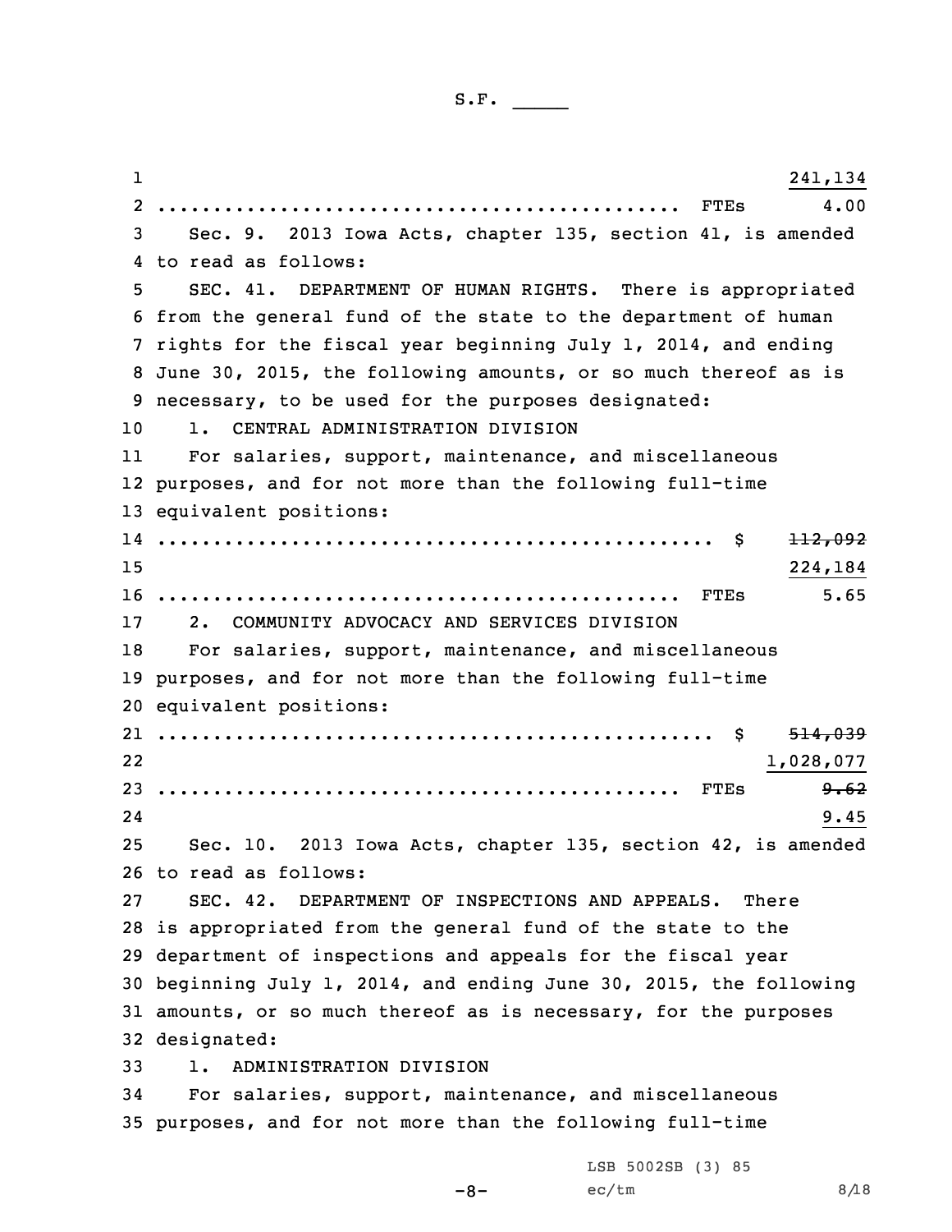241,134
.............................................. FTEs 4.00

Sec. 9. 2013 Iowa Acts, chapter 135, section 41, is amended to read as follows:

SEC. 41. DEPARTMENT OF HUMAN RIGHTS. There is appropriated from the general fund of the state to the department of human rights for the fiscal year beginning July 1, 2014, and ending June 30, 2015, the following amounts, or so much thereof as is necessary, to be used for the purposes designated:

1. CENTRAL ADMINISTRATION DIVISION

For salaries, support, maintenance, and miscellaneous purposes, and for not more than the following full-time equivalent positions:

.................................................. $ ~~112,092~~
224,184
.............................................. FTEs 5.65

2. COMMUNITY ADVOCACY AND SERVICES DIVISION

For salaries, support, maintenance, and miscellaneous purposes, and for not more than the following full-time equivalent positions:

.................................................. $ ~~514,039~~
1,028,077
.............................................. FTEs ~~9.62~~
9.45

Sec. 10. 2013 Iowa Acts, chapter 135, section 42, is amended to read as follows:

SEC. 42. DEPARTMENT OF INSPECTIONS AND APPEALS. There is appropriated from the general fund of the state to the department of inspections and appeals for the fiscal year beginning July 1, 2014, and ending June 30, 2015, the following amounts, or so much thereof as is necessary, for the purposes designated:

1. ADMINISTRATION DIVISION

For salaries, support, maintenance, and miscellaneous purposes, and for not more than the following full-time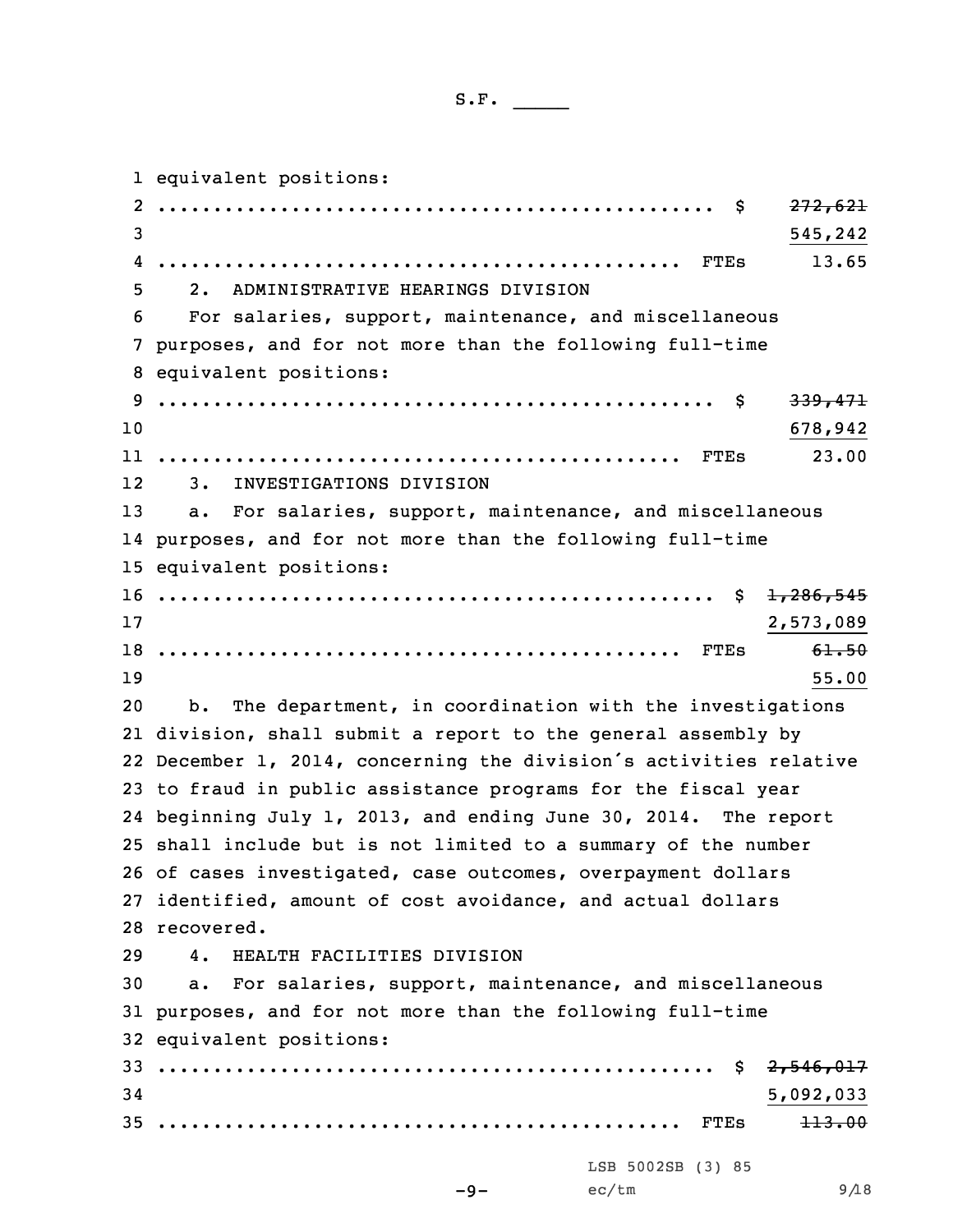equivalent positions:

.................................................. $ ~~272,621~~
545,242

................................................ FTEs 13.65

2. ADMINISTRATIVE HEARINGS DIVISION

For salaries, support, maintenance, and miscellaneous purposes, and for not more than the following full-time equivalent positions:

.................................................. $ ~~339,471~~
678,942

................................................ FTEs 23.00

3. INVESTIGATIONS DIVISION

a. For salaries, support, maintenance, and miscellaneous purposes, and for not more than the following full-time equivalent positions:

.................................................. $ ~~1,286,545~~
2,573,089

................................................ FTEs ~~61.50~~
55.00

b. The department, in coordination with the investigations division, shall submit a report to the general assembly by December 1, 2014, concerning the division's activities relative to fraud in public assistance programs for the fiscal year beginning July 1, 2013, and ending June 30, 2014. The report shall include but is not limited to a summary of the number of cases investigated, case outcomes, overpayment dollars identified, amount of cost avoidance, and actual dollars recovered.

4. HEALTH FACILITIES DIVISION

a. For salaries, support, maintenance, and miscellaneous purposes, and for not more than the following full-time equivalent positions:

.................................................. $ ~~2,546,017~~
5,092,033

................................................ FTEs ~~113.00~~

LSB 5002SB (3) 85
ec/tm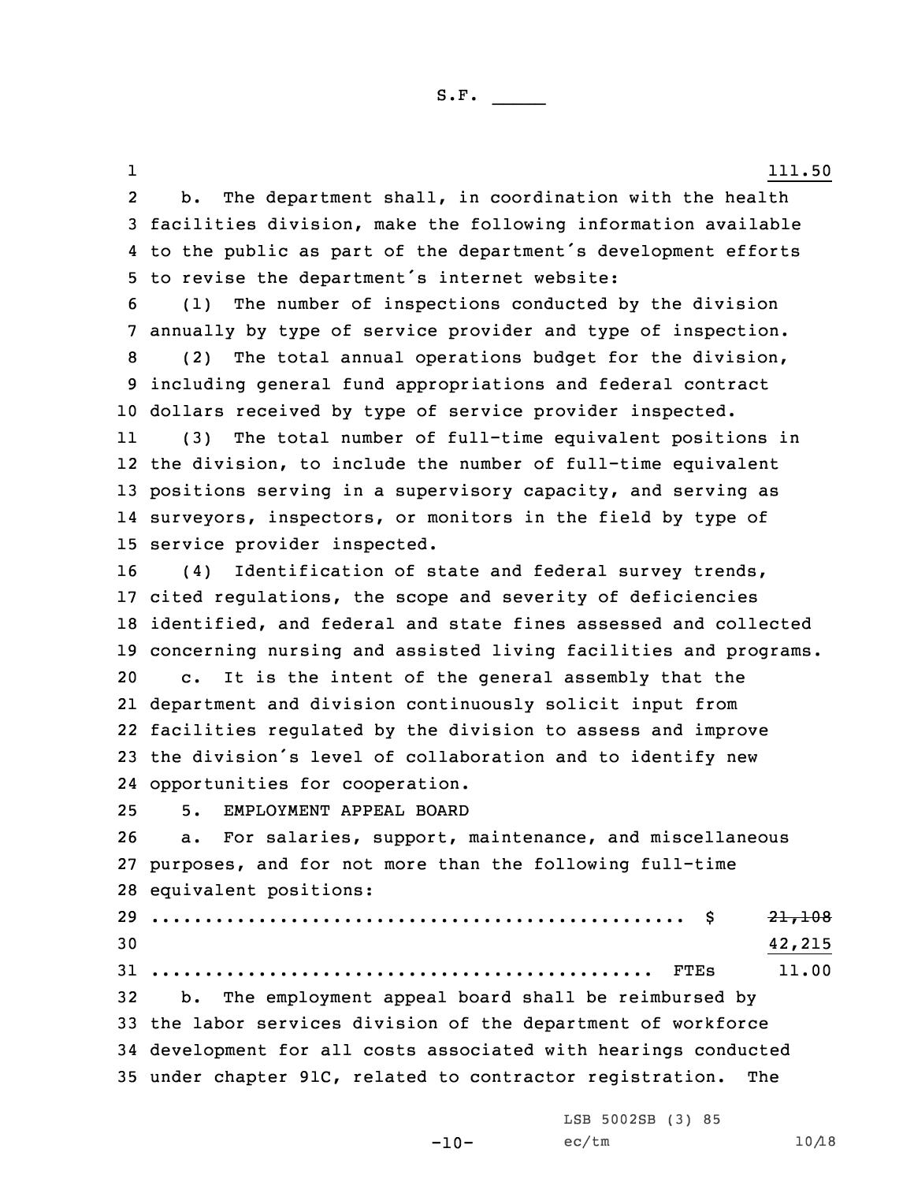111.50

b. The department shall, in coordination with the health facilities division, make the following information available to the public as part of the department's development efforts to revise the department's internet website:

(1) The number of inspections conducted by the division annually by type of service provider and type of inspection.

(2) The total annual operations budget for the division, including general fund appropriations and federal contract dollars received by type of service provider inspected.

(3) The total number of full-time equivalent positions in the division, to include the number of full-time equivalent positions serving in a supervisory capacity, and serving as surveyors, inspectors, or monitors in the field by type of service provider inspected.

(4) Identification of state and federal survey trends, cited regulations, the scope and severity of deficiencies identified, and federal and state fines assessed and collected concerning nursing and assisted living facilities and programs.

c. It is the intent of the general assembly that the department and division continuously solicit input from facilities regulated by the division to assess and improve the division's level of collaboration and to identify new opportunities for cooperation.

5. EMPLOYMENT APPEAL BOARD

a. For salaries, support, maintenance, and miscellaneous purposes, and for not more than the following full-time equivalent positions:

.................................................. $ ~~21,108~~
42,215
.............................................. FTEs 11.00

b. The employment appeal board shall be reimbursed by the labor services division of the department of workforce development for all costs associated with hearings conducted under chapter 91C, related to contractor registration. The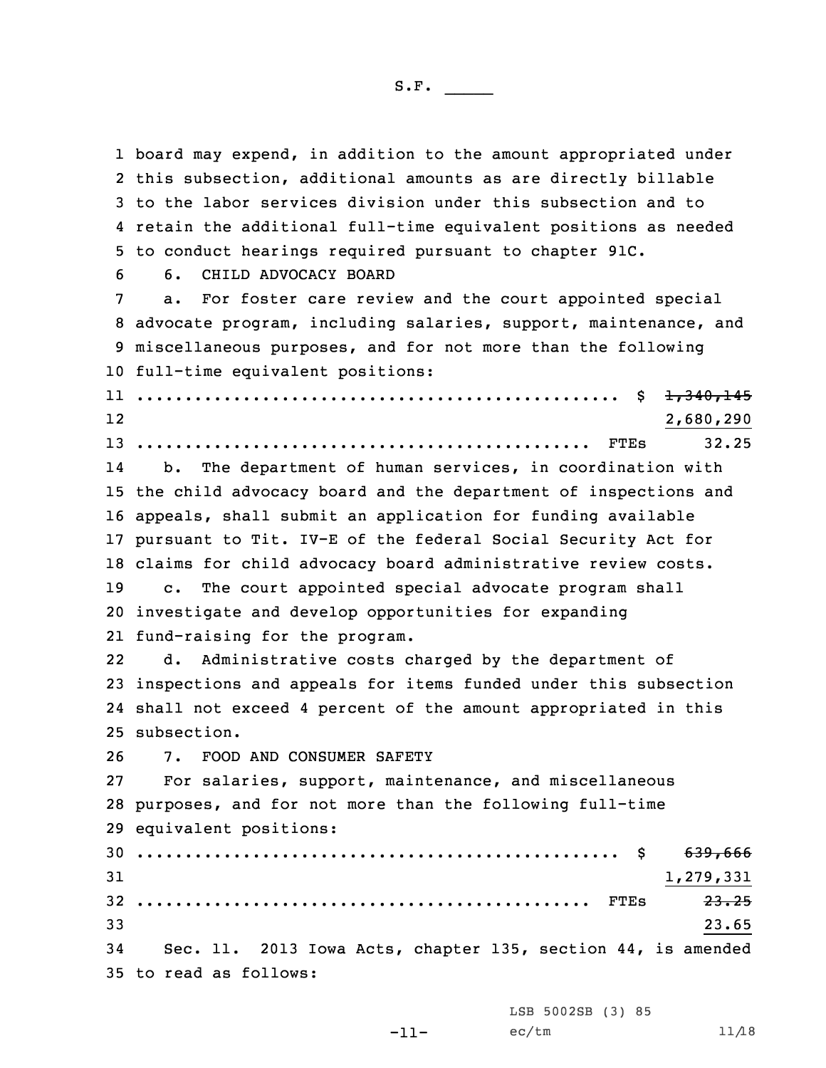board may expend, in addition to the amount appropriated under this subsection, additional amounts as are directly billable to the labor services division under this subsection and to retain the additional full-time equivalent positions as needed to conduct hearings required pursuant to chapter 91C.

6. CHILD ADVOCACY BOARD

a. For foster care review and the court appointed special advocate program, including salaries, support, maintenance, and miscellaneous purposes, and for not more than the following full-time equivalent positions:

.................................................. $ ~~1,340,145~~ 2,680,290

.............................................. FTEs 32.25

b. The department of human services, in coordination with the child advocacy board and the department of inspections and appeals, shall submit an application for funding available pursuant to Tit. IV-E of the federal Social Security Act for claims for child advocacy board administrative review costs.

c. The court appointed special advocate program shall investigate and develop opportunities for expanding fund-raising for the program.

d. Administrative costs charged by the department of inspections and appeals for items funded under this subsection shall not exceed 4 percent of the amount appropriated in this subsection.

7. FOOD AND CONSUMER SAFETY

For salaries, support, maintenance, and miscellaneous purposes, and for not more than the following full-time equivalent positions:

.................................................. $ ~~639,666~~ 1,279,331

.............................................. FTEs ~~23.25~~ 23.65

Sec. 11. 2013 Iowa Acts, chapter 135, section 44, is amended to read as follows:

LSB 5002SB (3) 85

ec/tm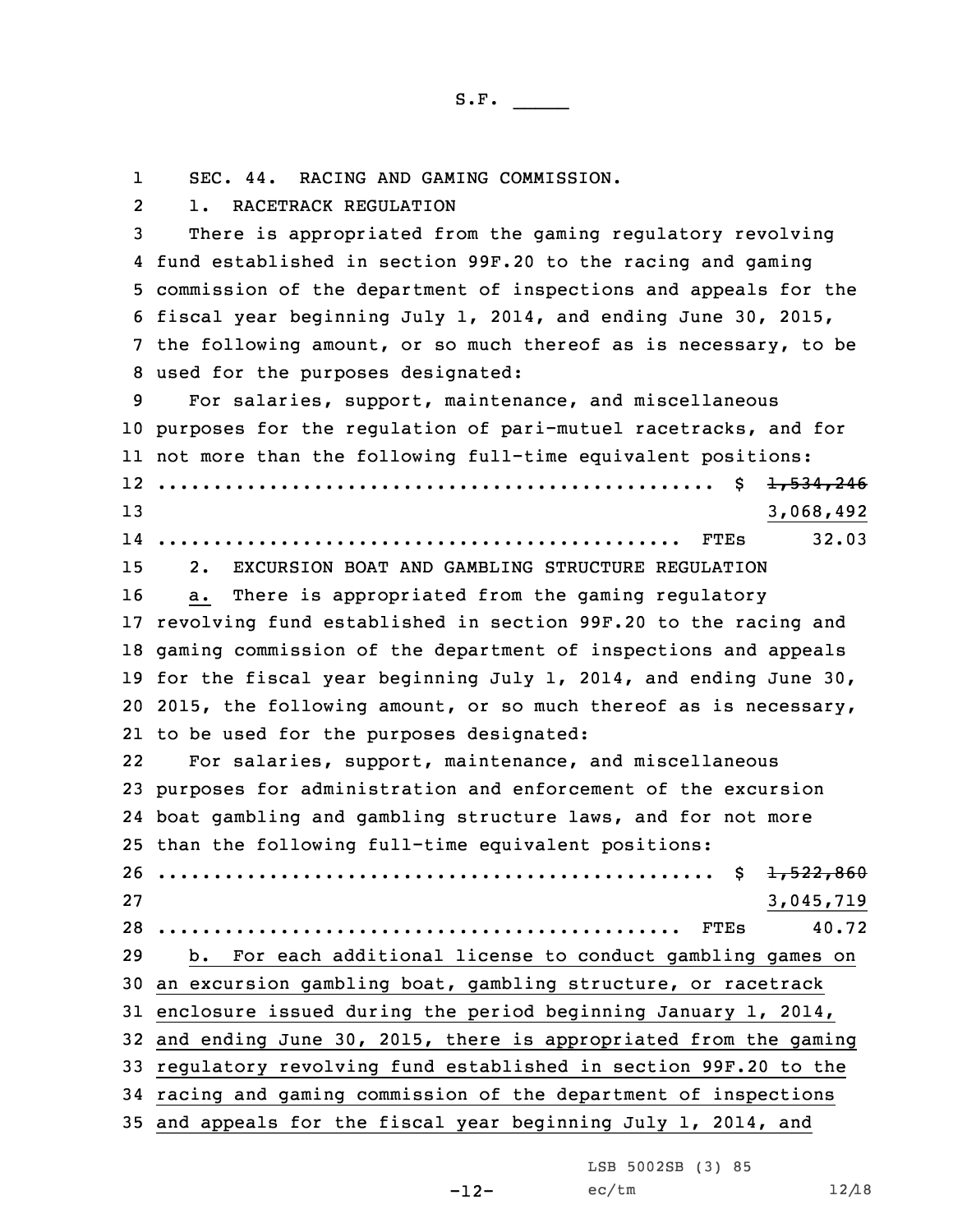SEC. 44. RACING AND GAMING COMMISSION.

1. RACETRACK REGULATION

There is appropriated from the gaming regulatory revolving fund established in section 99F.20 to the racing and gaming commission of the department of inspections and appeals for the fiscal year beginning July 1, 2014, and ending June 30, 2015, the following amount, or so much thereof as is necessary, to be used for the purposes designated:

For salaries, support, maintenance, and miscellaneous purposes for the regulation of pari-mutuel racetracks, and for not more than the following full-time equivalent positions:

.................................................. $ ~~1,534,246~~
3,068,492
............................................... FTEs 32.03

2. EXCURSION BOAT AND GAMBLING STRUCTURE REGULATION

a. There is appropriated from the gaming regulatory revolving fund established in section 99F.20 to the racing and gaming commission of the department of inspections and appeals for the fiscal year beginning July 1, 2014, and ending June 30, 2015, the following amount, or so much thereof as is necessary, to be used for the purposes designated:

For salaries, support, maintenance, and miscellaneous purposes for administration and enforcement of the excursion boat gambling and gambling structure laws, and for not more than the following full-time equivalent positions:

.................................................. $ ~~1,522,860~~
3,045,719
............................................... FTEs 40.72

b. For each additional license to conduct gambling games on an excursion gambling boat, gambling structure, or racetrack enclosure issued during the period beginning January 1, 2014, and ending June 30, 2015, there is appropriated from the gaming regulatory revolving fund established in section 99F.20 to the racing and gaming commission of the department of inspections and appeals for the fiscal year beginning July 1, 2014, and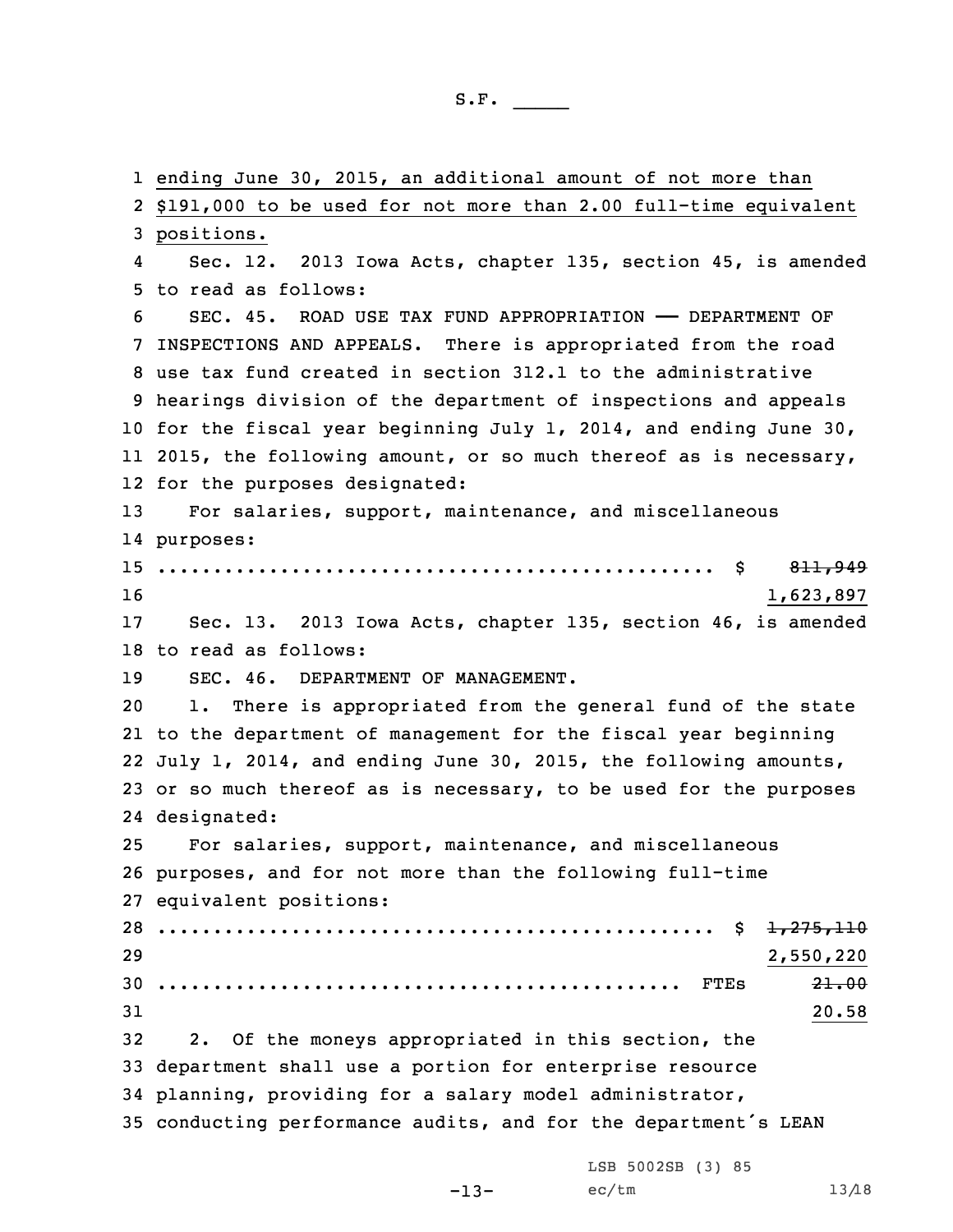ending June 30, 2015, an additional amount of not more than $191,000 to be used for not more than 2.00 full-time equivalent positions.

Sec. 12. 2013 Iowa Acts, chapter 135, section 45, is amended to read as follows:

SEC. 45. ROAD USE TAX FUND APPROPRIATION —— DEPARTMENT OF INSPECTIONS AND APPEALS. There is appropriated from the road use tax fund created in section 312.1 to the administrative hearings division of the department of inspections and appeals for the fiscal year beginning July 1, 2014, and ending June 30, 2015, the following amount, or so much thereof as is necessary, for the purposes designated:

For salaries, support, maintenance, and miscellaneous purposes:

.................................................. $ ~~811,949~~ 1,623,897

Sec. 13. 2013 Iowa Acts, chapter 135, section 46, is amended to read as follows:

SEC. 46. DEPARTMENT OF MANAGEMENT.

1. There is appropriated from the general fund of the state to the department of management for the fiscal year beginning July 1, 2014, and ending June 30, 2015, the following amounts, or so much thereof as is necessary, to be used for the purposes designated:

For salaries, support, maintenance, and miscellaneous purposes, and for not more than the following full-time equivalent positions:

.................................................. $ ~~1,275,110~~ 2,550,220

............................................... FTEs ~~21.00~~ 20.58

2. Of the moneys appropriated in this section, the department shall use a portion for enterprise resource planning, providing for a salary model administrator, conducting performance audits, and for the department's LEAN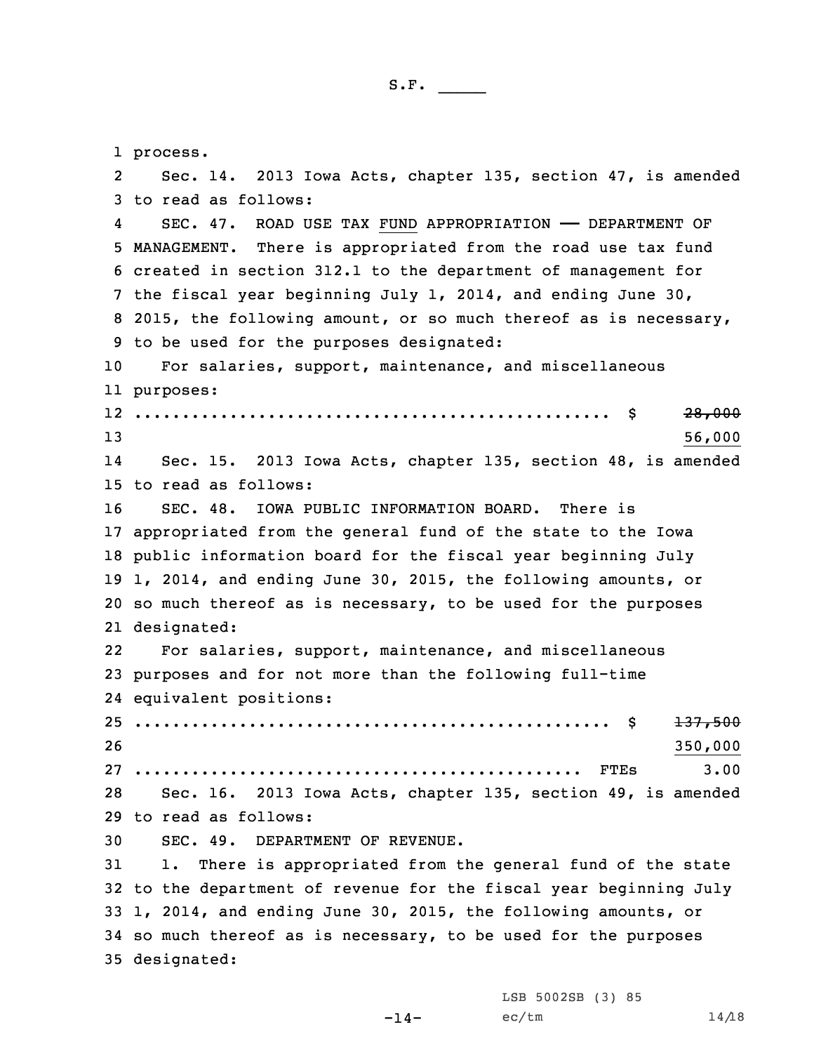process.

Sec. 14. 2013 Iowa Acts, chapter 135, section 47, is amended to read as follows:

SEC. 47. ROAD USE TAX FUND APPROPRIATION —— DEPARTMENT OF MANAGEMENT. There is appropriated from the road use tax fund created in section 312.1 to the department of management for the fiscal year beginning July 1, 2014, and ending June 30, 2015, the following amount, or so much thereof as is necessary, to be used for the purposes designated:

For salaries, support, maintenance, and miscellaneous purposes:

.................................................. $ ~~28,000~~
56,000

Sec. 15. 2013 Iowa Acts, chapter 135, section 48, is amended to read as follows:

SEC. 48. IOWA PUBLIC INFORMATION BOARD. There is appropriated from the general fund of the state to the Iowa public information board for the fiscal year beginning July 1, 2014, and ending June 30, 2015, the following amounts, or so much thereof as is necessary, to be used for the purposes designated:

For salaries, support, maintenance, and miscellaneous purposes and for not more than the following full-time equivalent positions:

.................................................. $ ~~137,500~~
350,000

............................................... FTEs 3.00

Sec. 16. 2013 Iowa Acts, chapter 135, section 49, is amended to read as follows:

SEC. 49. DEPARTMENT OF REVENUE.

1. There is appropriated from the general fund of the state to the department of revenue for the fiscal year beginning July 1, 2014, and ending June 30, 2015, the following amounts, or so much thereof as is necessary, to be used for the purposes designated: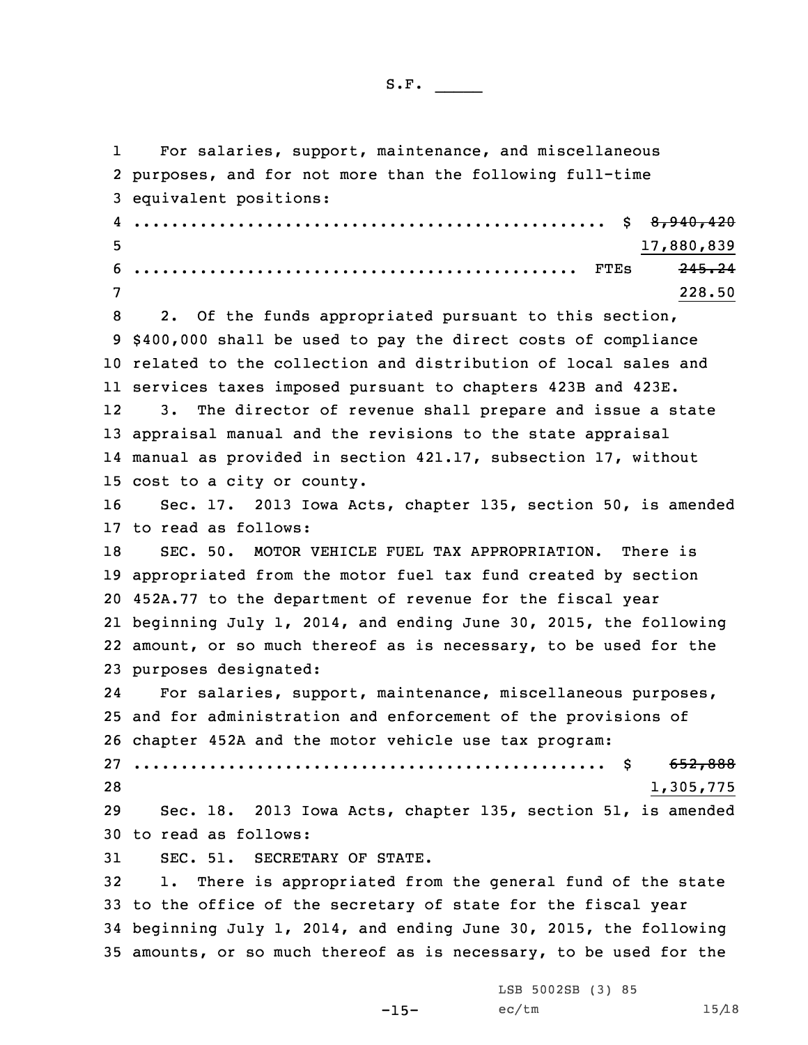For salaries, support, maintenance, and miscellaneous purposes, and for not more than the following full-time equivalent positions:

.................................................. $ ~~8,940,420~~
17,880,839

............................................. FTEs ~~245.24~~
228.50

2. Of the funds appropriated pursuant to this section, $400,000 shall be used to pay the direct costs of compliance related to the collection and distribution of local sales and services taxes imposed pursuant to chapters 423B and 423E.

3. The director of revenue shall prepare and issue a state appraisal manual and the revisions to the state appraisal manual as provided in section 421.17, subsection 17, without cost to a city or county.

Sec. 17. 2013 Iowa Acts, chapter 135, section 50, is amended to read as follows:

SEC. 50. MOTOR VEHICLE FUEL TAX APPROPRIATION. There is appropriated from the motor fuel tax fund created by section 452A.77 to the department of revenue for the fiscal year beginning July 1, 2014, and ending June 30, 2015, the following amount, or so much thereof as is necessary, to be used for the purposes designated:

For salaries, support, maintenance, miscellaneous purposes, and for administration and enforcement of the provisions of chapter 452A and the motor vehicle use tax program:

.................................................. $ ~~652,888~~
1,305,775

Sec. 18. 2013 Iowa Acts, chapter 135, section 51, is amended to read as follows:

SEC. 51. SECRETARY OF STATE.

1. There is appropriated from the general fund of the state to the office of the secretary of state for the fiscal year beginning July 1, 2014, and ending June 30, 2015, the following amounts, or so much thereof as is necessary, to be used for the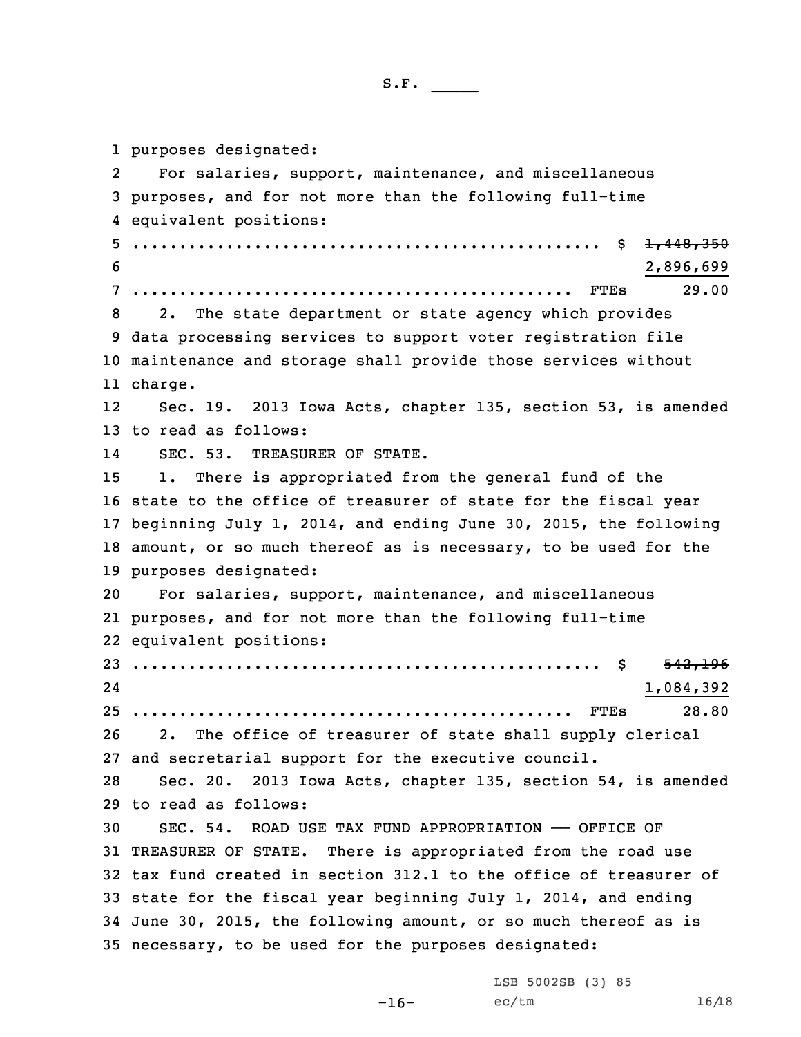purposes designated:

For salaries, support, maintenance, and miscellaneous purposes, and for not more than the following full-time equivalent positions:

.................................................. $ ~~1,448,350~~ 2,896,699

............................................... FTEs 29.00

2. The state department or state agency which provides data processing services to support voter registration file maintenance and storage shall provide those services without charge.

Sec. 19. 2013 Iowa Acts, chapter 135, section 53, is amended to read as follows:

SEC. 53. TREASURER OF STATE.

1. There is appropriated from the general fund of the state to the office of treasurer of state for the fiscal year beginning July 1, 2014, and ending June 30, 2015, the following amount, or so much thereof as is necessary, to be used for the purposes designated:

For salaries, support, maintenance, and miscellaneous purposes, and for not more than the following full-time equivalent positions:

.................................................. $ ~~542,196~~ 1,084,392

............................................... FTEs 28.80

2. The office of treasurer of state shall supply clerical and secretarial support for the executive council.

Sec. 20. 2013 Iowa Acts, chapter 135, section 54, is amended to read as follows:

SEC. 54. ROAD USE TAX FUND APPROPRIATION —— OFFICE OF TREASURER OF STATE. There is appropriated from the road use tax fund created in section 312.1 to the office of treasurer of state for the fiscal year beginning July 1, 2014, and ending June 30, 2015, the following amount, or so much thereof as is necessary, to be used for the purposes designated:

LSB 5002SB (3) 85
ec/tm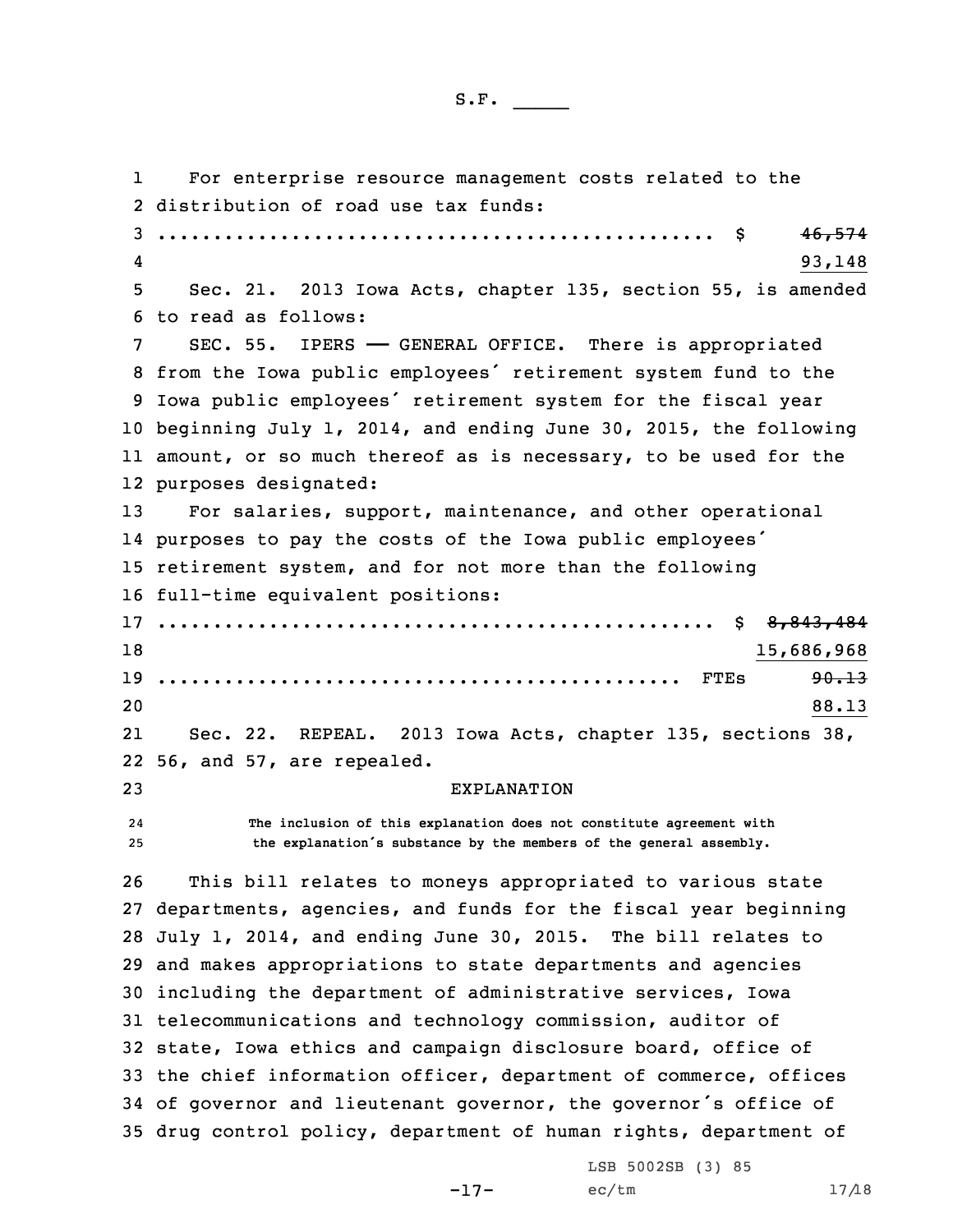For enterprise resource management costs related to the distribution of road use tax funds:

.................................................. $ ~~46,574~~
93,148

Sec. 21. 2013 Iowa Acts, chapter 135, section 55, is amended to read as follows:

SEC. 55. IPERS —— GENERAL OFFICE. There is appropriated from the Iowa public employees' retirement system fund to the Iowa public employees' retirement system for the fiscal year beginning July 1, 2014, and ending June 30, 2015, the following amount, or so much thereof as is necessary, to be used for the purposes designated:

For salaries, support, maintenance, and other operational purposes to pay the costs of the Iowa public employees' retirement system, and for not more than the following full-time equivalent positions:

.................................................. $ ~~8,843,484~~
15,686,968

............................................... FTEs ~~90.13~~
88.13

Sec. 22. REPEAL. 2013 Iowa Acts, chapter 135, sections 38, 56, and 57, are repealed.

EXPLANATION

The inclusion of this explanation does not constitute agreement with the explanation's substance by the members of the general assembly.

This bill relates to moneys appropriated to various state departments, agencies, and funds for the fiscal year beginning July 1, 2014, and ending June 30, 2015. The bill relates to and makes appropriations to state departments and agencies including the department of administrative services, Iowa telecommunications and technology commission, auditor of state, Iowa ethics and campaign disclosure board, office of the chief information officer, department of commerce, offices of governor and lieutenant governor, the governor's office of drug control policy, department of human rights, department of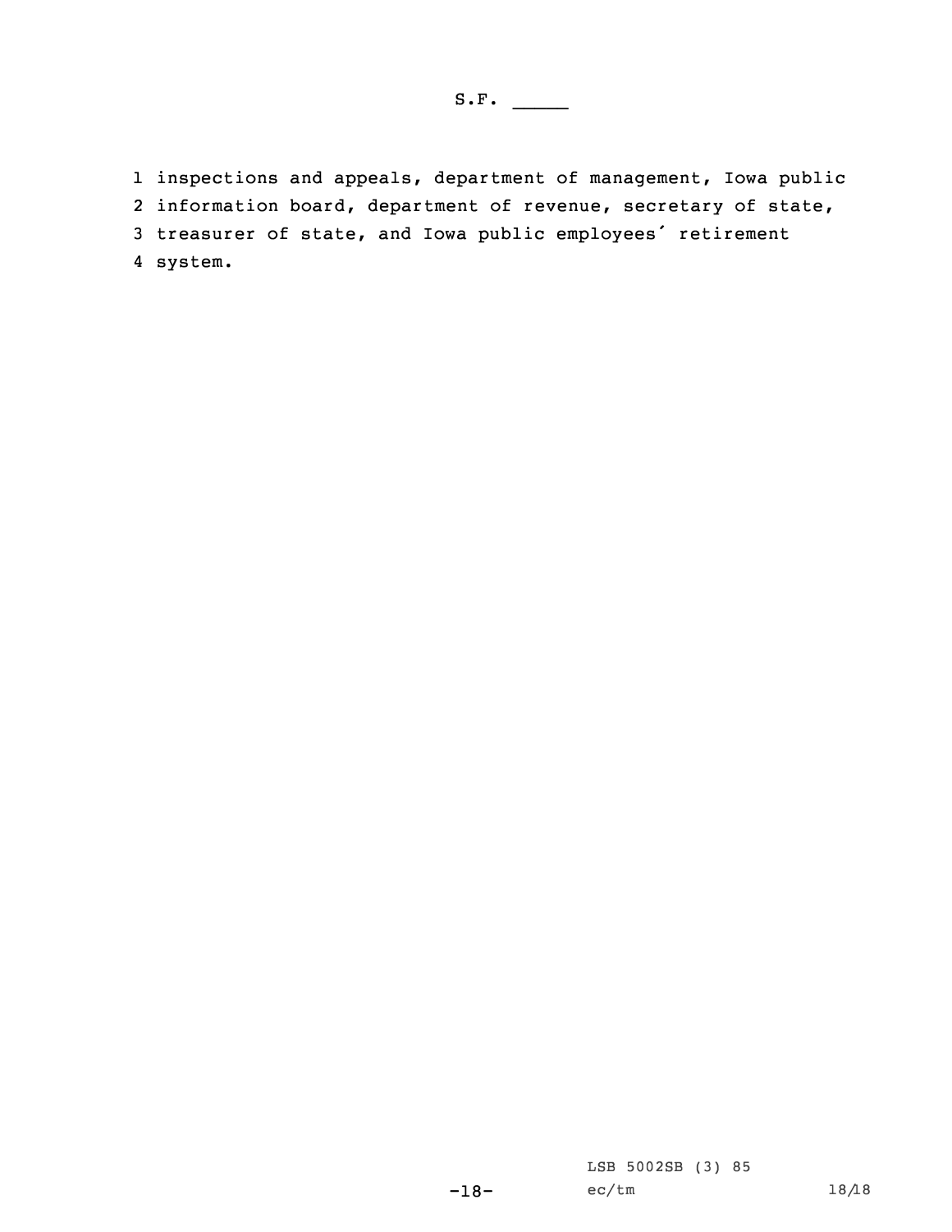1 inspections and appeals, department of management, Iowa public
2 information board, department of revenue, secretary of state,
3 treasurer of state, and Iowa public employees' retirement
4 system.

LSB 5002SB (3) 85
ec/tm